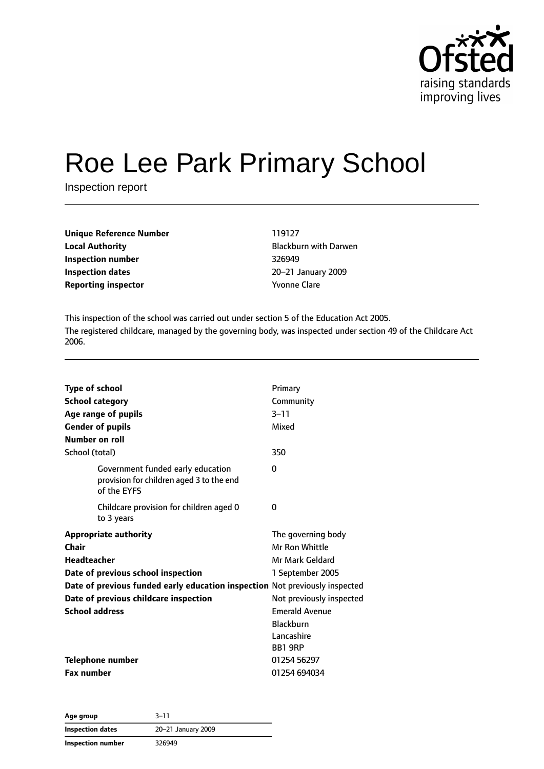# Roe Lee Park Primary School

Inspection report

| | |
|---|---|
| **Unique Reference Number** | 119127 |
| **Local Authority** | Blackburn with Darwen |
| **Inspection number** | 326949 |
| **Inspection dates** | 20–21 January 2009 |
| **Reporting inspector** | Yvonne Clare |

This inspection of the school was carried out under section 5 of the Education Act 2005.

The registered childcare, managed by the governing body, was inspected under section 49 of the Childcare Act 2006.

| | |
|---|---|
| **Type of school** | Primary |
| **School category** | Community |
| **Age range of pupils** | 3–11 |
| **Gender of pupils** | Mixed |
| **Number on roll** | |
| School (total) | 350 |
| Government funded early education provision for children aged 3 to the end of the EYFS | 0 |
| Childcare provision for children aged 0 to 3 years | 0 |
| **Appropriate authority** | The governing body |
| **Chair** | Mr Ron Whittle |
| **Headteacher** | Mr Mark Geldard |
| **Date of previous school inspection** | 1 September 2005 |
| **Date of previous funded early education inspection** | Not previously inspected |
| **Date of previous childcare inspection** | Not previously inspected |
| **School address** | Emerald Avenue<br>Blackburn<br>Lancashire<br>BB1 9RP |
| **Telephone number** | 01254 56297 |
| **Fax number** | 01254 694034 |

| | |
|---|---|
| **Age group** | 3–11 |
| **Inspection dates** | 20–21 January 2009 |
| **Inspection number** | 326949 |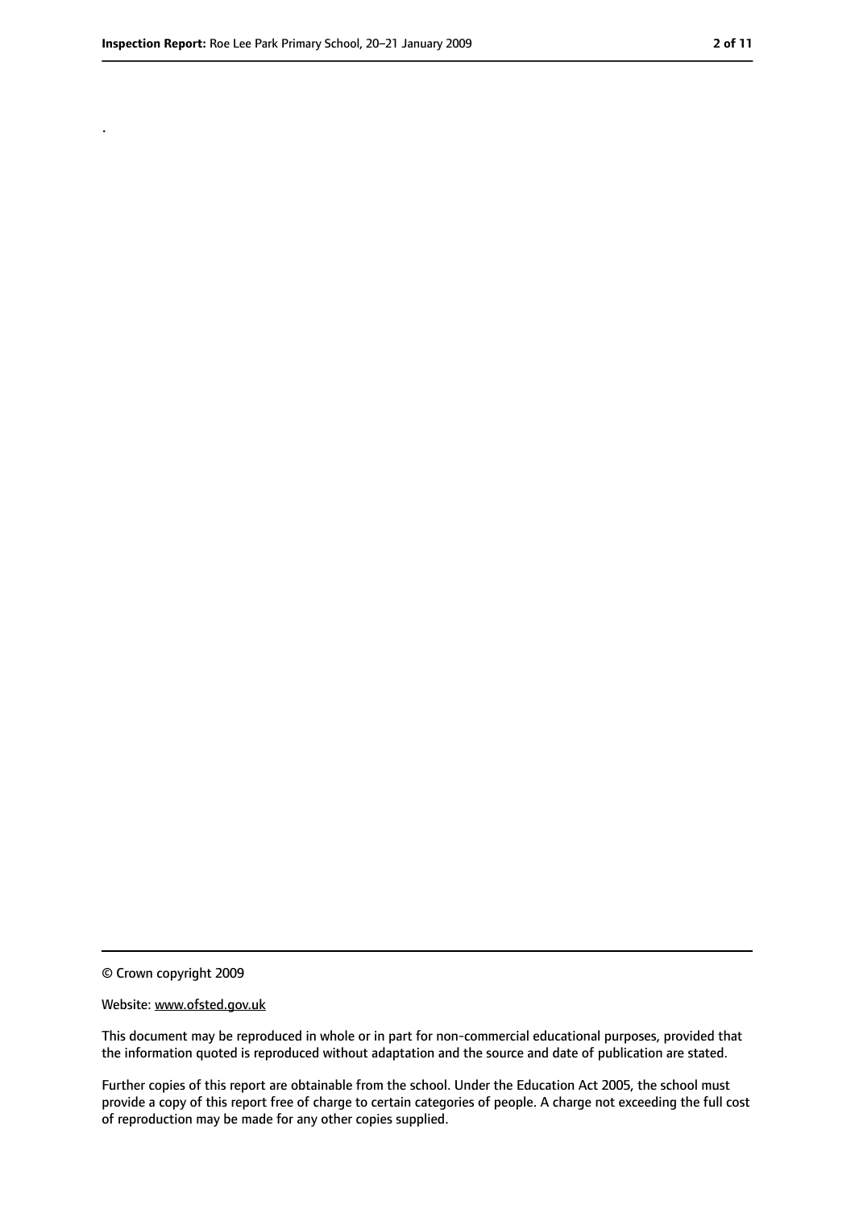.

© Crown copyright 2009

Website: www.ofsted.gov.uk

This document may be reproduced in whole or in part for non-commercial educational purposes, provided that the information quoted is reproduced without adaptation and the source and date of publication are stated.

Further copies of this report are obtainable from the school. Under the Education Act 2005, the school must provide a copy of this report free of charge to certain categories of people. A charge not exceeding the full cost of reproduction may be made for any other copies supplied.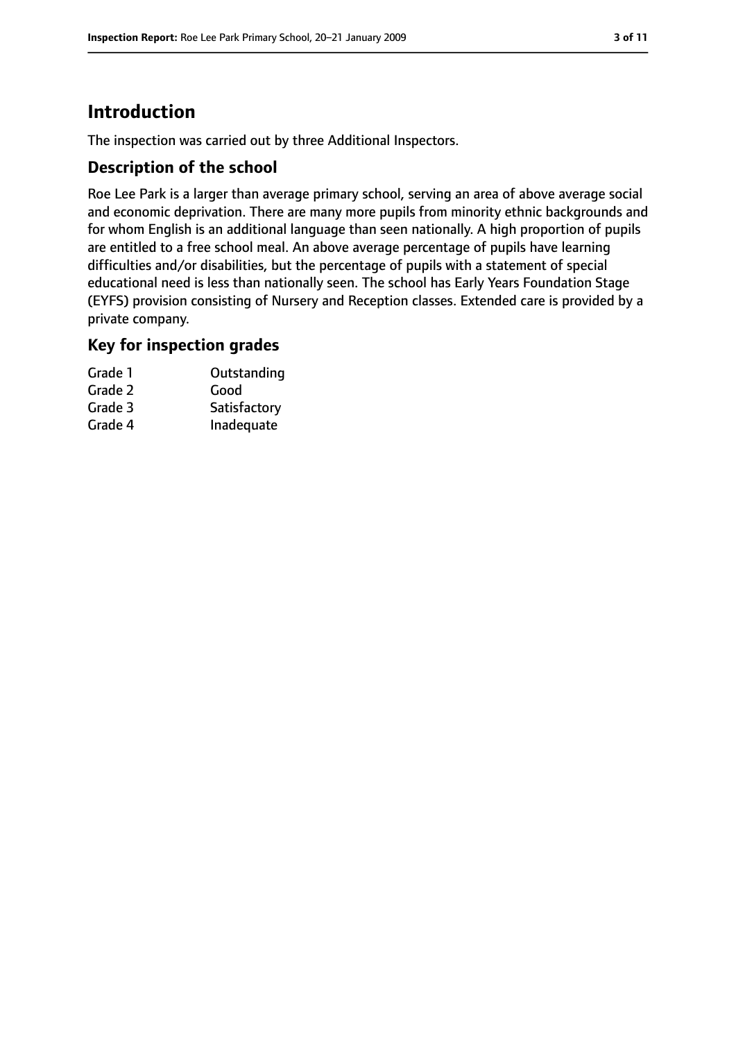# Introduction

The inspection was carried out by three Additional Inspectors.

## Description of the school

Roe Lee Park is a larger than average primary school, serving an area of above average social and economic deprivation. There are many more pupils from minority ethnic backgrounds and for whom English is an additional language than seen nationally. A high proportion of pupils are entitled to a free school meal. An above average percentage of pupils have learning difficulties and/or disabilities, but the percentage of pupils with a statement of special educational need is less than nationally seen. The school has Early Years Foundation Stage (EYFS) provision consisting of Nursery and Reception classes. Extended care is provided by a private company.

## Key for inspection grades

| | |
|---|---|
| Grade 1 | Outstanding |
| Grade 2 | Good |
| Grade 3 | Satisfactory |
| Grade 4 | Inadequate |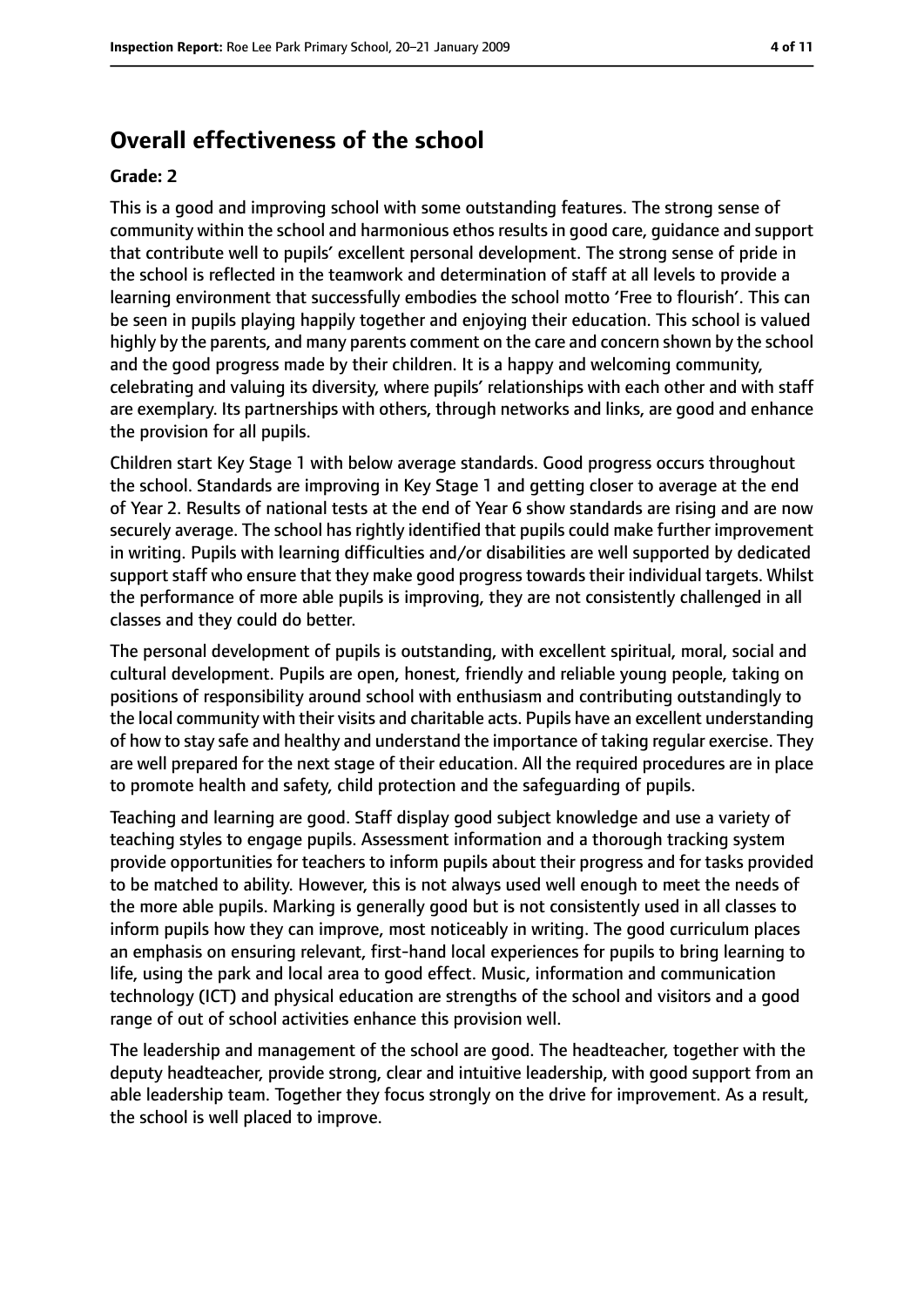## Overall effectiveness of the school

**Grade: 2**

This is a good and improving school with some outstanding features. The strong sense of community within the school and harmonious ethos results in good care, guidance and support that contribute well to pupils' excellent personal development. The strong sense of pride in the school is reflected in the teamwork and determination of staff at all levels to provide a learning environment that successfully embodies the school motto 'Free to flourish'. This can be seen in pupils playing happily together and enjoying their education. This school is valued highly by the parents, and many parents comment on the care and concern shown by the school and the good progress made by their children. It is a happy and welcoming community, celebrating and valuing its diversity, where pupils' relationships with each other and with staff are exemplary. Its partnerships with others, through networks and links, are good and enhance the provision for all pupils.

Children start Key Stage 1 with below average standards. Good progress occurs throughout the school. Standards are improving in Key Stage 1 and getting closer to average at the end of Year 2. Results of national tests at the end of Year 6 show standards are rising and are now securely average. The school has rightly identified that pupils could make further improvement in writing. Pupils with learning difficulties and/or disabilities are well supported by dedicated support staff who ensure that they make good progress towards their individual targets. Whilst the performance of more able pupils is improving, they are not consistently challenged in all classes and they could do better.

The personal development of pupils is outstanding, with excellent spiritual, moral, social and cultural development. Pupils are open, honest, friendly and reliable young people, taking on positions of responsibility around school with enthusiasm and contributing outstandingly to the local community with their visits and charitable acts. Pupils have an excellent understanding of how to stay safe and healthy and understand the importance of taking regular exercise. They are well prepared for the next stage of their education. All the required procedures are in place to promote health and safety, child protection and the safeguarding of pupils.

Teaching and learning are good. Staff display good subject knowledge and use a variety of teaching styles to engage pupils. Assessment information and a thorough tracking system provide opportunities for teachers to inform pupils about their progress and for tasks provided to be matched to ability. However, this is not always used well enough to meet the needs of the more able pupils. Marking is generally good but is not consistently used in all classes to inform pupils how they can improve, most noticeably in writing. The good curriculum places an emphasis on ensuring relevant, first-hand local experiences for pupils to bring learning to life, using the park and local area to good effect. Music, information and communication technology (ICT) and physical education are strengths of the school and visitors and a good range of out of school activities enhance this provision well.

The leadership and management of the school are good. The headteacher, together with the deputy headteacher, provide strong, clear and intuitive leadership, with good support from an able leadership team. Together they focus strongly on the drive for improvement. As a result, the school is well placed to improve.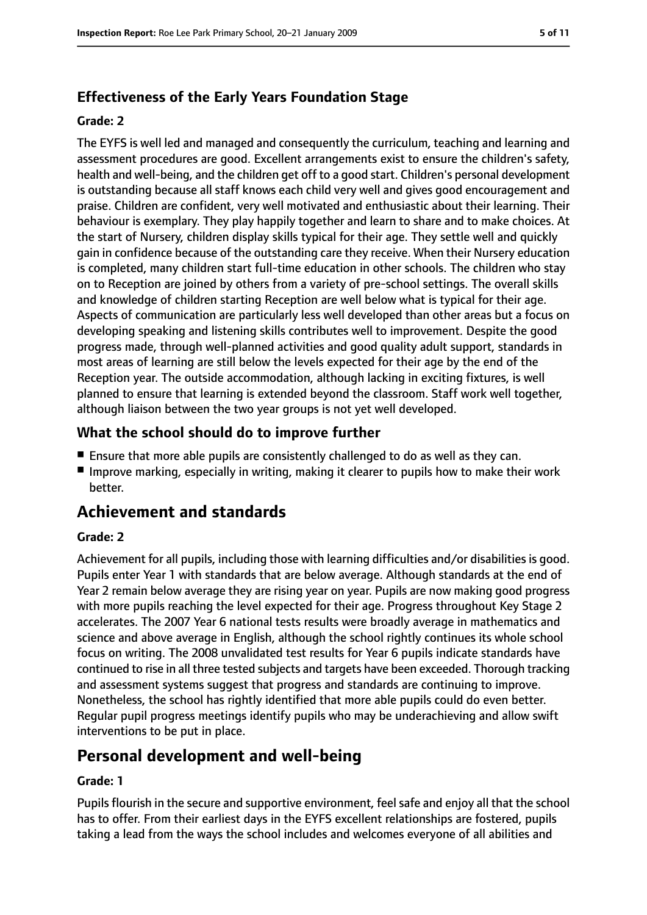### Effectiveness of the Early Years Foundation Stage

#### Grade: 2

The EYFS is well led and managed and consequently the curriculum, teaching and learning and assessment procedures are good. Excellent arrangements exist to ensure the children's safety, health and well-being, and the children get off to a good start. Children's personal development is outstanding because all staff knows each child very well and gives good encouragement and praise. Children are confident, very well motivated and enthusiastic about their learning. Their behaviour is exemplary. They play happily together and learn to share and to make choices. At the start of Nursery, children display skills typical for their age. They settle well and quickly gain in confidence because of the outstanding care they receive. When their Nursery education is completed, many children start full-time education in other schools. The children who stay on to Reception are joined by others from a variety of pre-school settings. The overall skills and knowledge of children starting Reception are well below what is typical for their age. Aspects of communication are particularly less well developed than other areas but a focus on developing speaking and listening skills contributes well to improvement. Despite the good progress made, through well-planned activities and good quality adult support, standards in most areas of learning are still below the levels expected for their age by the end of the Reception year. The outside accommodation, although lacking in exciting fixtures, is well planned to ensure that learning is extended beyond the classroom. Staff work well together, although liaison between the two year groups is not yet well developed.

### What the school should do to improve further

- Ensure that more able pupils are consistently challenged to do as well as they can.
- Improve marking, especially in writing, making it clearer to pupils how to make their work better.

## Achievement and standards

#### Grade: 2

Achievement for all pupils, including those with learning difficulties and/or disabilities is good. Pupils enter Year 1 with standards that are below average. Although standards at the end of Year 2 remain below average they are rising year on year. Pupils are now making good progress with more pupils reaching the level expected for their age. Progress throughout Key Stage 2 accelerates. The 2007 Year 6 national tests results were broadly average in mathematics and science and above average in English, although the school rightly continues its whole school focus on writing. The 2008 unvalidated test results for Year 6 pupils indicate standards have continued to rise in all three tested subjects and targets have been exceeded. Thorough tracking and assessment systems suggest that progress and standards are continuing to improve. Nonetheless, the school has rightly identified that more able pupils could do even better. Regular pupil progress meetings identify pupils who may be underachieving and allow swift interventions to be put in place.

## Personal development and well-being

#### Grade: 1

Pupils flourish in the secure and supportive environment, feel safe and enjoy all that the school has to offer. From their earliest days in the EYFS excellent relationships are fostered, pupils taking a lead from the ways the school includes and welcomes everyone of all abilities and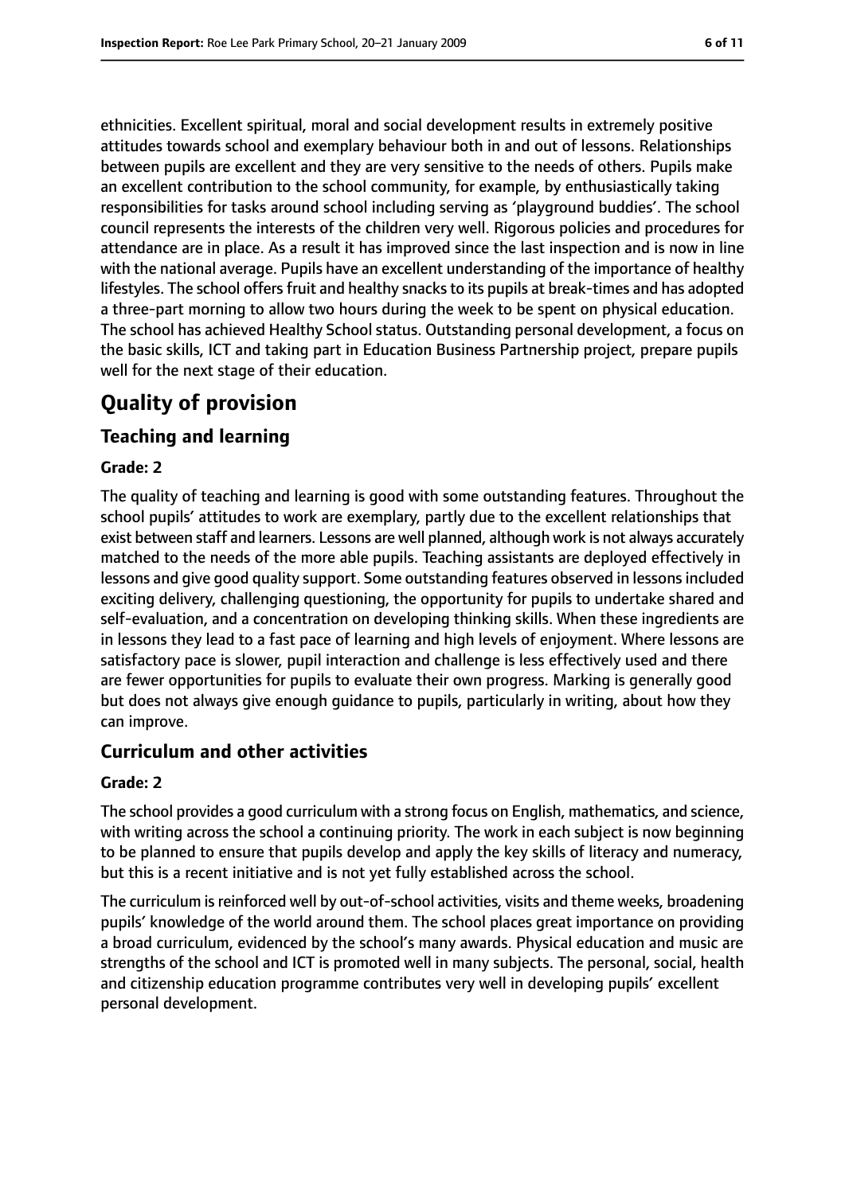ethnicities. Excellent spiritual, moral and social development results in extremely positive attitudes towards school and exemplary behaviour both in and out of lessons. Relationships between pupils are excellent and they are very sensitive to the needs of others. Pupils make an excellent contribution to the school community, for example, by enthusiastically taking responsibilities for tasks around school including serving as 'playground buddies'. The school council represents the interests of the children very well. Rigorous policies and procedures for attendance are in place. As a result it has improved since the last inspection and is now in line with the national average. Pupils have an excellent understanding of the importance of healthy lifestyles. The school offers fruit and healthy snacks to its pupils at break-times and has adopted a three-part morning to allow two hours during the week to be spent on physical education. The school has achieved Healthy School status. Outstanding personal development, a focus on the basic skills, ICT and taking part in Education Business Partnership project, prepare pupils well for the next stage of their education.

# Quality of provision

## Teaching and learning

### Grade: 2

The quality of teaching and learning is good with some outstanding features. Throughout the school pupils' attitudes to work are exemplary, partly due to the excellent relationships that exist between staff and learners. Lessons are well planned, although work is not always accurately matched to the needs of the more able pupils. Teaching assistants are deployed effectively in lessons and give good quality support. Some outstanding features observed in lessons included exciting delivery, challenging questioning, the opportunity for pupils to undertake shared and self-evaluation, and a concentration on developing thinking skills. When these ingredients are in lessons they lead to a fast pace of learning and high levels of enjoyment. Where lessons are satisfactory pace is slower, pupil interaction and challenge is less effectively used and there are fewer opportunities for pupils to evaluate their own progress. Marking is generally good but does not always give enough guidance to pupils, particularly in writing, about how they can improve.

## Curriculum and other activities

### Grade: 2

The school provides a good curriculum with a strong focus on English, mathematics, and science, with writing across the school a continuing priority. The work in each subject is now beginning to be planned to ensure that pupils develop and apply the key skills of literacy and numeracy, but this is a recent initiative and is not yet fully established across the school.

The curriculum is reinforced well by out-of-school activities, visits and theme weeks, broadening pupils' knowledge of the world around them. The school places great importance on providing a broad curriculum, evidenced by the school's many awards. Physical education and music are strengths of the school and ICT is promoted well in many subjects. The personal, social, health and citizenship education programme contributes very well in developing pupils' excellent personal development.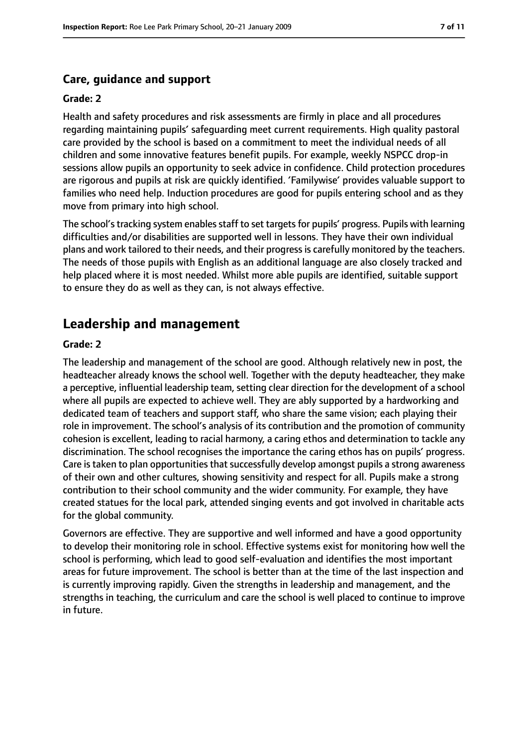### Care, guidance and support

**Grade: 2**

Health and safety procedures and risk assessments are firmly in place and all procedures regarding maintaining pupils' safeguarding meet current requirements. High quality pastoral care provided by the school is based on a commitment to meet the individual needs of all children and some innovative features benefit pupils. For example, weekly NSPCC drop-in sessions allow pupils an opportunity to seek advice in confidence. Child protection procedures are rigorous and pupils at risk are quickly identified. 'Familywise' provides valuable support to families who need help. Induction procedures are good for pupils entering school and as they move from primary into high school.

The school's tracking system enables staff to set targets for pupils' progress. Pupils with learning difficulties and/or disabilities are supported well in lessons. They have their own individual plans and work tailored to their needs, and their progress is carefully monitored by the teachers. The needs of those pupils with English as an additional language are also closely tracked and help placed where it is most needed. Whilst more able pupils are identified, suitable support to ensure they do as well as they can, is not always effective.

## Leadership and management

**Grade: 2**

The leadership and management of the school are good. Although relatively new in post, the headteacher already knows the school well. Together with the deputy headteacher, they make a perceptive, influential leadership team, setting clear direction for the development of a school where all pupils are expected to achieve well. They are ably supported by a hardworking and dedicated team of teachers and support staff, who share the same vision; each playing their role in improvement. The school's analysis of its contribution and the promotion of community cohesion is excellent, leading to racial harmony, a caring ethos and determination to tackle any discrimination. The school recognises the importance the caring ethos has on pupils' progress. Care is taken to plan opportunities that successfully develop amongst pupils a strong awareness of their own and other cultures, showing sensitivity and respect for all. Pupils make a strong contribution to their school community and the wider community. For example, they have created statues for the local park, attended singing events and got involved in charitable acts for the global community.

Governors are effective. They are supportive and well informed and have a good opportunity to develop their monitoring role in school. Effective systems exist for monitoring how well the school is performing, which lead to good self-evaluation and identifies the most important areas for future improvement. The school is better than at the time of the last inspection and is currently improving rapidly. Given the strengths in leadership and management, and the strengths in teaching, the curriculum and care the school is well placed to continue to improve in future.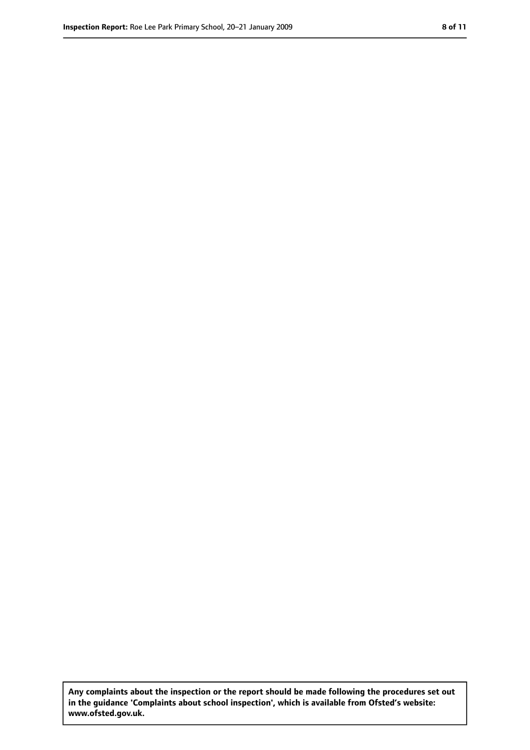**Any complaints about the inspection or the report should be made following the procedures set out in the guidance 'Complaints about school inspection', which is available from Ofsted's website: www.ofsted.gov.uk.**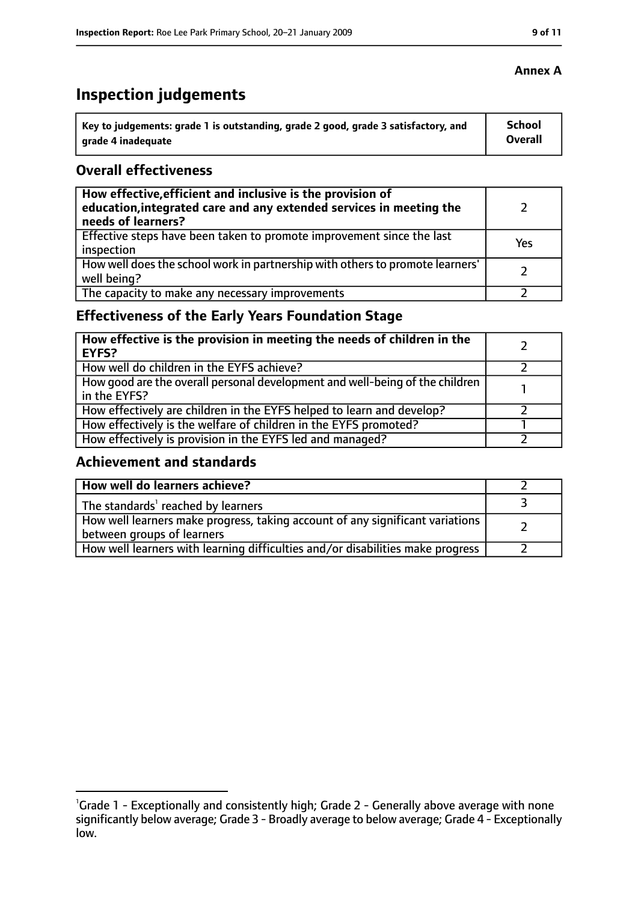**Annex A**

# Inspection judgements

| Key to judgements: grade 1 is outstanding, grade 2 good, grade 3 satisfactory, and grade 4 inadequate | School Overall |
|---|---|

## Overall effectiveness

| | |
|---|---|
| **How effective, efficient and inclusive is the provision of education, integrated care and any extended services in meeting the needs of learners?** | 2 |
| Effective steps have been taken to promote improvement since the last inspection | Yes |
| How well does the school work in partnership with others to promote learners' well being? | 2 |
| The capacity to make any necessary improvements | 2 |

## Effectiveness of the Early Years Foundation Stage

| | |
|---|---|
| **How effective is the provision in meeting the needs of children in the EYFS?** | 2 |
| How well do children in the EYFS achieve? | 2 |
| How good are the overall personal development and well-being of the children in the EYFS? | 1 |
| How effectively are children in the EYFS helped to learn and develop? | 2 |
| How effectively is the welfare of children in the EYFS promoted? | 1 |
| How effectively is provision in the EYFS led and managed? | 2 |

## Achievement and standards

| | |
|---|---|
| **How well do learners achieve?** | 2 |
| The standards[1] reached by learners | 3 |
| How well learners make progress, taking account of any significant variations between groups of learners | 2 |
| How well learners with learning difficulties and/or disabilities make progress | 2 |

[1] Grade 1 - Exceptionally and consistently high; Grade 2 - Generally above average with none significantly below average; Grade 3 - Broadly average to below average; Grade 4 - Exceptionally low.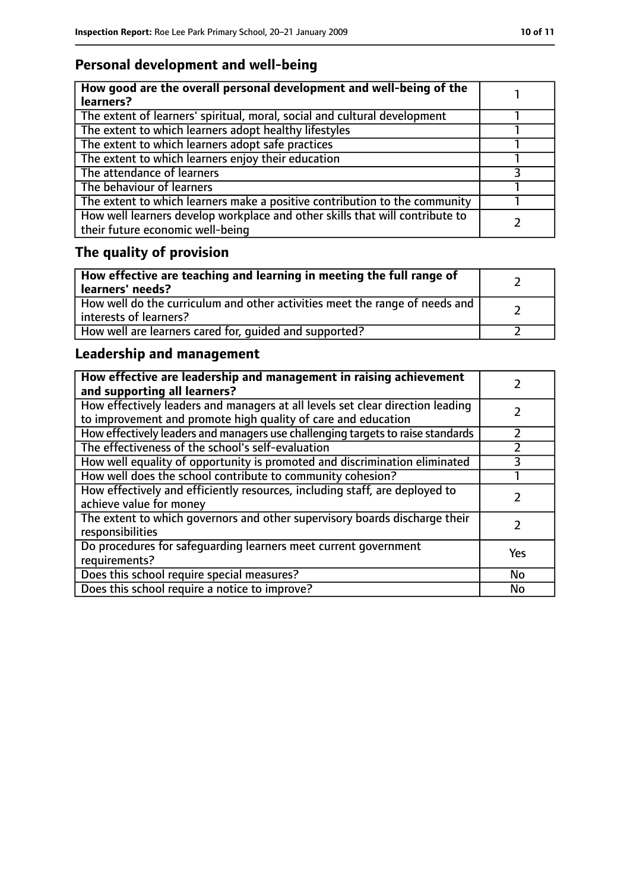## Personal development and well-being

| How good are the overall personal development and well-being of the learners? | 1 |
|---|---|
| The extent of learners' spiritual, moral, social and cultural development | 1 |
| The extent to which learners adopt healthy lifestyles | 1 |
| The extent to which learners adopt safe practices | 1 |
| The extent to which learners enjoy their education | 1 |
| The attendance of learners | 3 |
| The behaviour of learners | 1 |
| The extent to which learners make a positive contribution to the community | 1 |
| How well learners develop workplace and other skills that will contribute to their future economic well-being | 2 |

## The quality of provision

| How effective are teaching and learning in meeting the full range of learners' needs? | 2 |
|---|---|
| How well do the curriculum and other activities meet the range of needs and interests of learners? | 2 |
| How well are learners cared for, guided and supported? | 2 |

## Leadership and management

| How effective are leadership and management in raising achievement and supporting all learners? | 2 |
|---|---|
| How effectively leaders and managers at all levels set clear direction leading to improvement and promote high quality of care and education | 2 |
| How effectively leaders and managers use challenging targets to raise standards | 2 |
| The effectiveness of the school's self-evaluation | 2 |
| How well equality of opportunity is promoted and discrimination eliminated | 3 |
| How well does the school contribute to community cohesion? | 1 |
| How effectively and efficiently resources, including staff, are deployed to achieve value for money | 2 |
| The extent to which governors and other supervisory boards discharge their responsibilities | 2 |
| Do procedures for safeguarding learners meet current government requirements? | Yes |
| Does this school require special measures? | No |
| Does this school require a notice to improve? | No |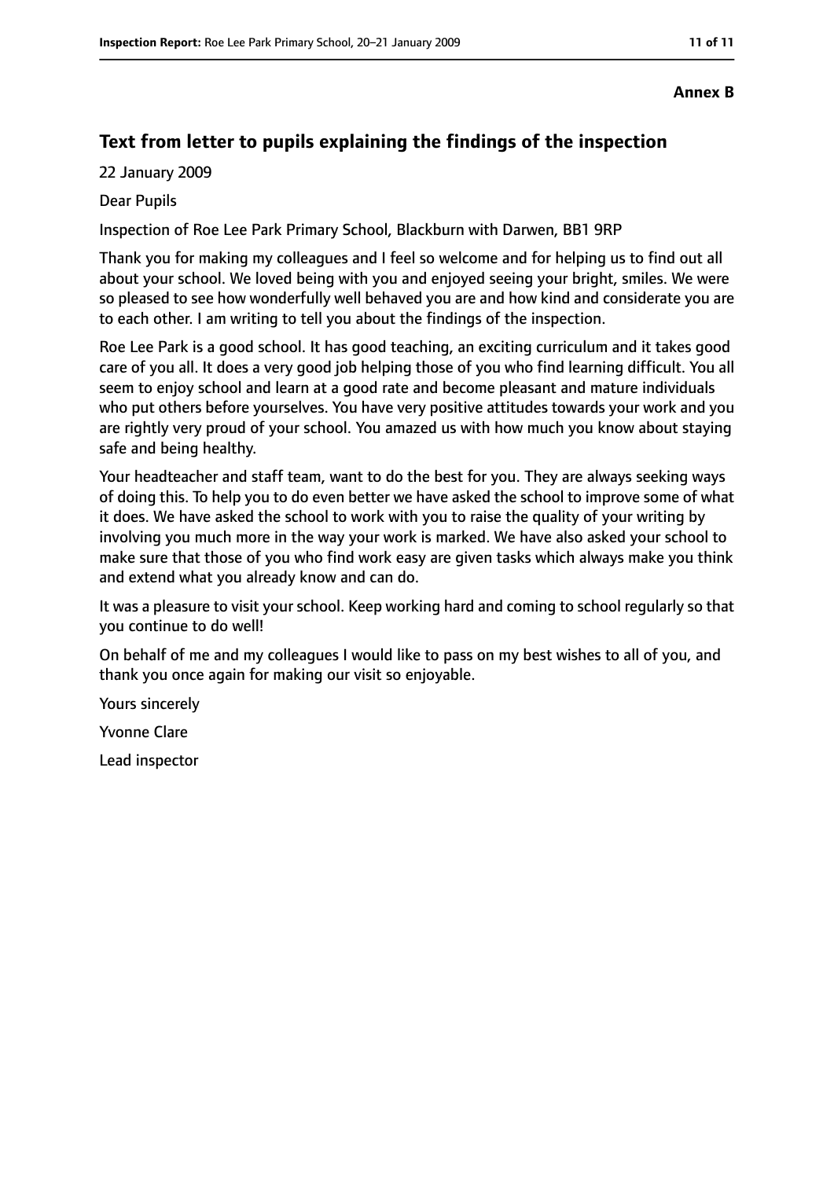**Annex B**

## Text from letter to pupils explaining the findings of the inspection

22 January 2009

Dear Pupils

Inspection of Roe Lee Park Primary School, Blackburn with Darwen, BB1 9RP

Thank you for making my colleagues and I feel so welcome and for helping us to find out all about your school. We loved being with you and enjoyed seeing your bright, smiles. We were so pleased to see how wonderfully well behaved you are and how kind and considerate you are to each other. I am writing to tell you about the findings of the inspection.

Roe Lee Park is a good school. It has good teaching, an exciting curriculum and it takes good care of you all. It does a very good job helping those of you who find learning difficult. You all seem to enjoy school and learn at a good rate and become pleasant and mature individuals who put others before yourselves. You have very positive attitudes towards your work and you are rightly very proud of your school. You amazed us with how much you know about staying safe and being healthy.

Your headteacher and staff team, want to do the best for you. They are always seeking ways of doing this. To help you to do even better we have asked the school to improve some of what it does. We have asked the school to work with you to raise the quality of your writing by involving you much more in the way your work is marked. We have also asked your school to make sure that those of you who find work easy are given tasks which always make you think and extend what you already know and can do.

It was a pleasure to visit your school. Keep working hard and coming to school regularly so that you continue to do well!

On behalf of me and my colleagues I would like to pass on my best wishes to all of you, and thank you once again for making our visit so enjoyable.

Yours sincerely

Yvonne Clare

Lead inspector